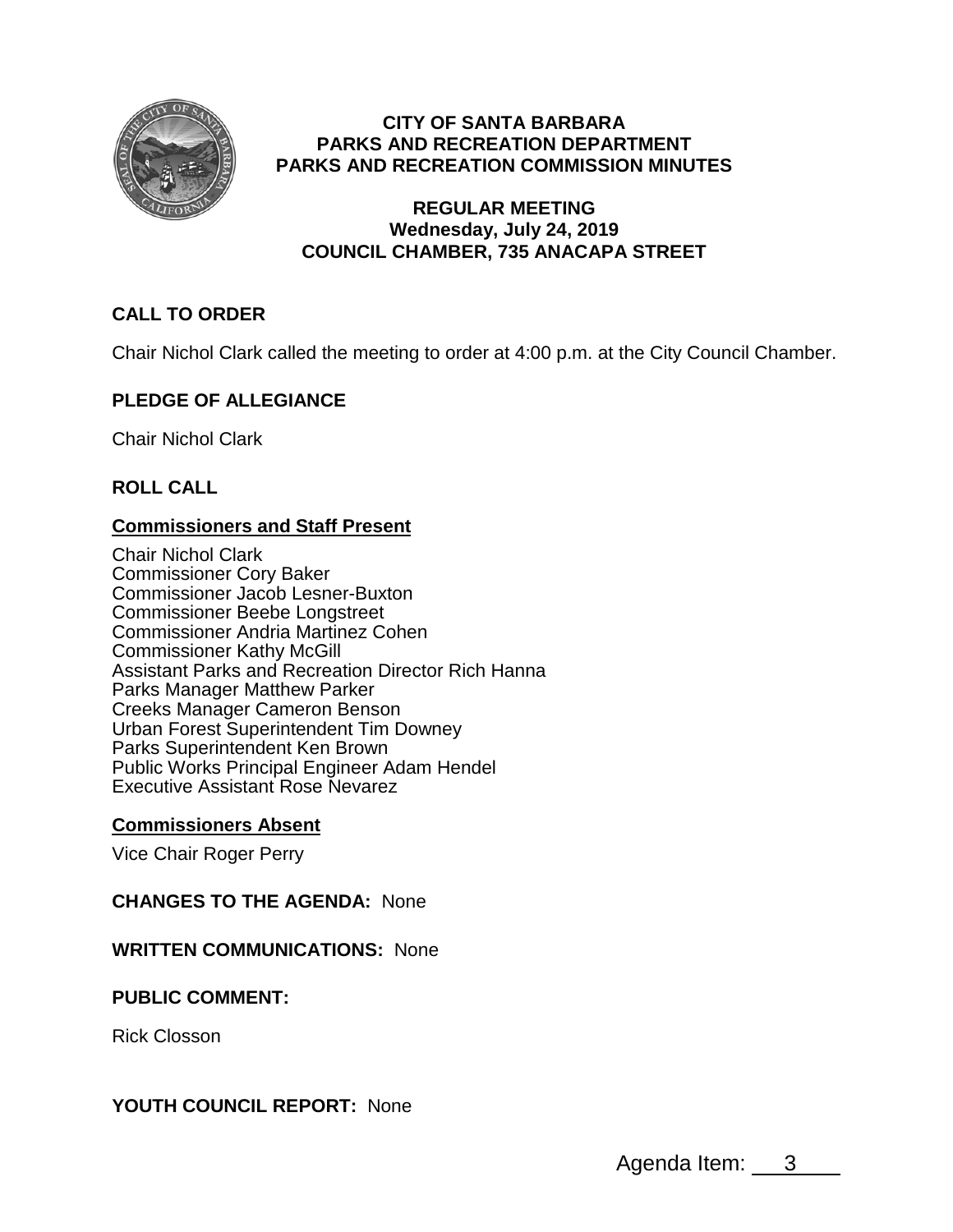**CITY OF SANTA BARBARA**
**PARKS AND RECREATION DEPARTMENT**
**PARKS AND RECREATION COMMISSION MINUTES**

**REGULAR MEETING**
**Wednesday, July 24, 2019**
**COUNCIL CHAMBER, 735 ANACAPA STREET**

## CALL TO ORDER

Chair Nichol Clark called the meeting to order at 4:00 p.m. at the City Council Chamber.

## PLEDGE OF ALLEGIANCE

Chair Nichol Clark

## ROLL CALL

**Commissioners and Staff Present**

Chair Nichol Clark
Commissioner Cory Baker
Commissioner Jacob Lesner-Buxton
Commissioner Beebe Longstreet
Commissioner Andria Martinez Cohen
Commissioner Kathy McGill
Assistant Parks and Recreation Director Rich Hanna
Parks Manager Matthew Parker
Creeks Manager Cameron Benson
Urban Forest Superintendent Tim Downey
Parks Superintendent Ken Brown
Public Works Principal Engineer Adam Hendel
Executive Assistant Rose Nevarez

**Commissioners Absent**

Vice Chair Roger Perry

**CHANGES TO THE AGENDA:** None

**WRITTEN COMMUNICATIONS:** None

**PUBLIC COMMENT:**

Rick Closson

**YOUTH COUNCIL REPORT:** None

Agenda Item: 3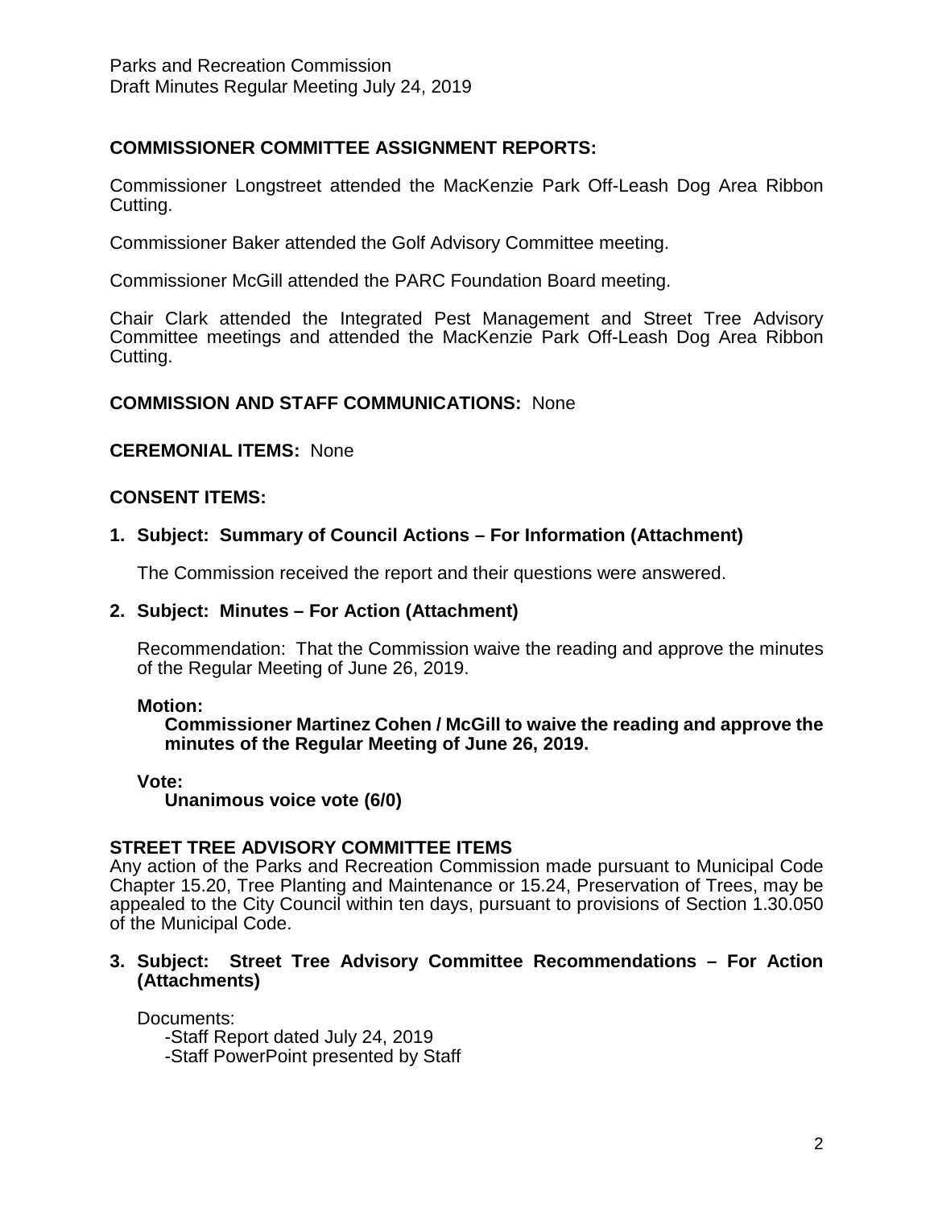**COMMISSIONER COMMITTEE ASSIGNMENT REPORTS:**

Commissioner Longstreet attended the MacKenzie Park Off-Leash Dog Area Ribbon Cutting.

Commissioner Baker attended the Golf Advisory Committee meeting.

Commissioner McGill attended the PARC Foundation Board meeting.

Chair Clark attended the Integrated Pest Management and Street Tree Advisory Committee meetings and attended the MacKenzie Park Off-Leash Dog Area Ribbon Cutting.

**COMMISSION AND STAFF COMMUNICATIONS:** None

**CEREMONIAL ITEMS:** None

**CONSENT ITEMS:**

**1. Subject: Summary of Council Actions – For Information (Attachment)**

The Commission received the report and their questions were answered.

**2. Subject: Minutes – For Action (Attachment)**

Recommendation: That the Commission waive the reading and approve the minutes of the Regular Meeting of June 26, 2019.

**Motion:**
**Commissioner Martinez Cohen / McGill to waive the reading and approve the minutes of the Regular Meeting of June 26, 2019.**

**Vote:**
**Unanimous voice vote (6/0)**

**STREET TREE ADVISORY COMMITTEE ITEMS**

Any action of the Parks and Recreation Commission made pursuant to Municipal Code Chapter 15.20, Tree Planting and Maintenance or 15.24, Preservation of Trees, may be appealed to the City Council within ten days, pursuant to provisions of Section 1.30.050 of the Municipal Code.

**3. Subject: Street Tree Advisory Committee Recommendations – For Action (Attachments)**

Documents:
- Staff Report dated July 24, 2019
- Staff PowerPoint presented by Staff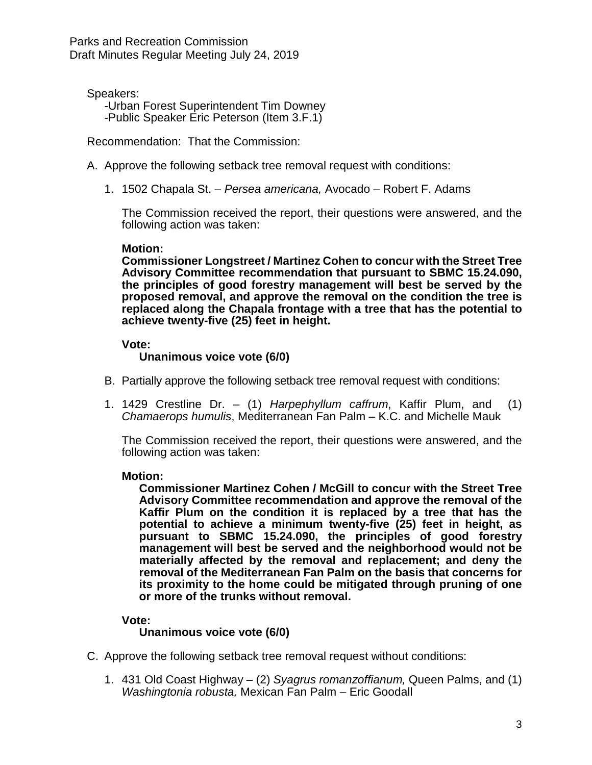Speakers:

- -Urban Forest Superintendent Tim Downey
- -Public Speaker Eric Peterson (Item 3.F.1)

Recommendation: That the Commission:

A. Approve the following setback tree removal request with conditions:

1. 1502 Chapala St. – *Persea americana,* Avocado – Robert F. Adams

   The Commission received the report, their questions were answered, and the following action was taken:

   **Motion:**
   **Commissioner Longstreet / Martinez Cohen to concur with the Street Tree Advisory Committee recommendation that pursuant to SBMC 15.24.090, the principles of good forestry management will best be served by the proposed removal, and approve the removal on the condition the tree is replaced along the Chapala frontage with a tree that has the potential to achieve twenty-five (25) feet in height.**

   **Vote:**
   **Unanimous voice vote (6/0)**

B. Partially approve the following setback tree removal request with conditions:

1. 1429 Crestline Dr. – (1) *Harpephyllum caffrum*, Kaffir Plum, and (1) *Chamaerops humulis*, Mediterranean Fan Palm – K.C. and Michelle Mauk

   The Commission received the report, their questions were answered, and the following action was taken:

   **Motion:**
   **Commissioner Martinez Cohen / McGill to concur with the Street Tree Advisory Committee recommendation and approve the removal of the Kaffir Plum on the condition it is replaced by a tree that has the potential to achieve a minimum twenty-five (25) feet in height, as pursuant to SBMC 15.24.090, the principles of good forestry management will best be served and the neighborhood would not be materially affected by the removal and replacement; and deny the removal of the Mediterranean Fan Palm on the basis that concerns for its proximity to the home could be mitigated through pruning of one or more of the trunks without removal.**

   **Vote:**
   **Unanimous voice vote (6/0)**

C. Approve the following setback tree removal request without conditions:

1. 431 Old Coast Highway – (2) *Syagrus romanzoffianum,* Queen Palms, and (1) *Washingtonia robusta,* Mexican Fan Palm – Eric Goodall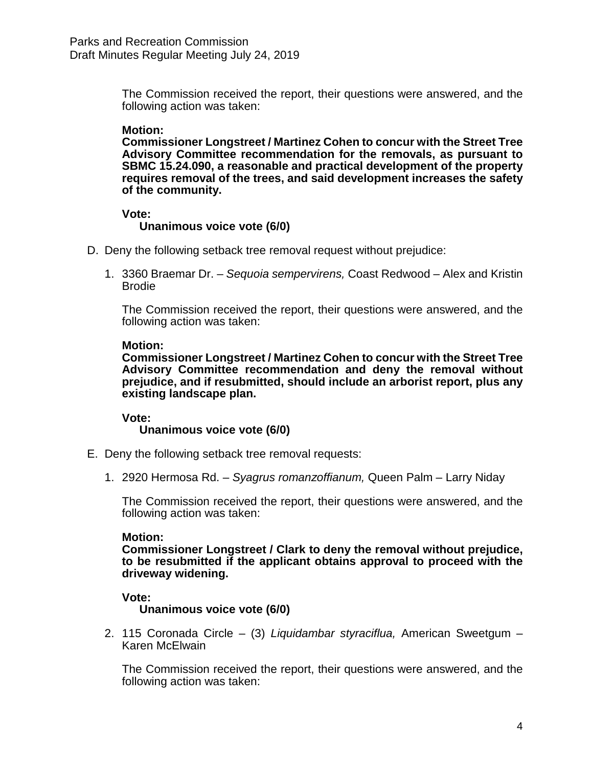The Commission received the report, their questions were answered, and the following action was taken:

**Motion:**
**Commissioner Longstreet / Martinez Cohen to concur with the Street Tree Advisory Committee recommendation for the removals, as pursuant to SBMC 15.24.090, a reasonable and practical development of the property requires removal of the trees, and said development increases the safety of the community.**

**Vote:**
**Unanimous voice vote (6/0)**

D. Deny the following setback tree removal request without prejudice:

1. 3360 Braemar Dr. – *Sequoia sempervirens,* Coast Redwood – Alex and Kristin Brodie

   The Commission received the report, their questions were answered, and the following action was taken:

   **Motion:**
   **Commissioner Longstreet / Martinez Cohen to concur with the Street Tree Advisory Committee recommendation and deny the removal without prejudice, and if resubmitted, should include an arborist report, plus any existing landscape plan.**

   **Vote:**
   **Unanimous voice vote (6/0)**

E. Deny the following setback tree removal requests:

1. 2920 Hermosa Rd. – *Syagrus romanzoffianum,* Queen Palm – Larry Niday

   The Commission received the report, their questions were answered, and the following action was taken:

   **Motion:**
   **Commissioner Longstreet / Clark to deny the removal without prejudice, to be resubmitted if the applicant obtains approval to proceed with the driveway widening.**

   **Vote:**
   **Unanimous voice vote (6/0)**

2. 115 Coronada Circle – (3) *Liquidambar styraciflua,* American Sweetgum – Karen McElwain

   The Commission received the report, their questions were answered, and the following action was taken: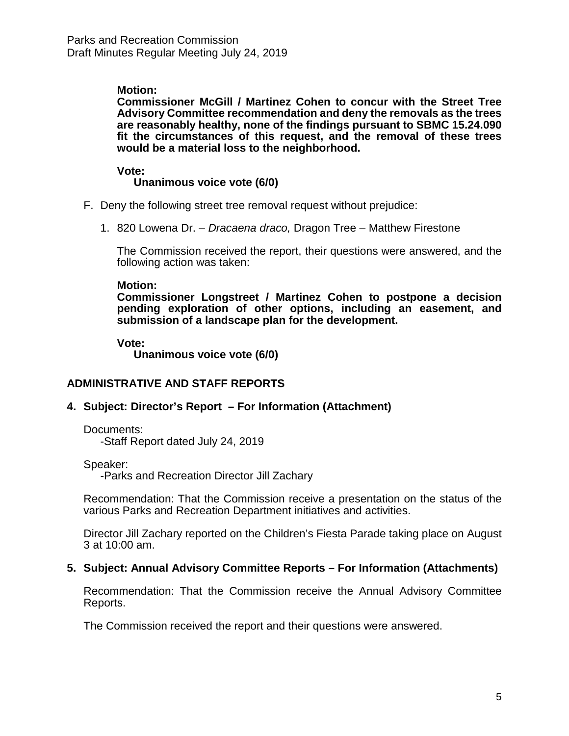**Motion:**
**Commissioner McGill / Martinez Cohen to concur with the Street Tree Advisory Committee recommendation and deny the removals as the trees are reasonably healthy, none of the findings pursuant to SBMC 15.24.090 fit the circumstances of this request, and the removal of these trees would be a material loss to the neighborhood.**

**Vote:**
**Unanimous voice vote (6/0)**

F. Deny the following street tree removal request without prejudice:

1. 820 Lowena Dr. – *Dracaena draco,* Dragon Tree – Matthew Firestone

   The Commission received the report, their questions were answered, and the following action was taken:

   **Motion:**
   **Commissioner Longstreet / Martinez Cohen to postpone a decision pending exploration of other options, including an easement, and submission of a landscape plan for the development.**

   **Vote:**
   **Unanimous voice vote (6/0)**

## ADMINISTRATIVE AND STAFF REPORTS

### 4. Subject: Director's Report – For Information (Attachment)

Documents:
-Staff Report dated July 24, 2019

Speaker:
-Parks and Recreation Director Jill Zachary

Recommendation: That the Commission receive a presentation on the status of the various Parks and Recreation Department initiatives and activities.

Director Jill Zachary reported on the Children's Fiesta Parade taking place on August 3 at 10:00 am.

### 5. Subject: Annual Advisory Committee Reports – For Information (Attachments)

Recommendation: That the Commission receive the Annual Advisory Committee Reports.

The Commission received the report and their questions were answered.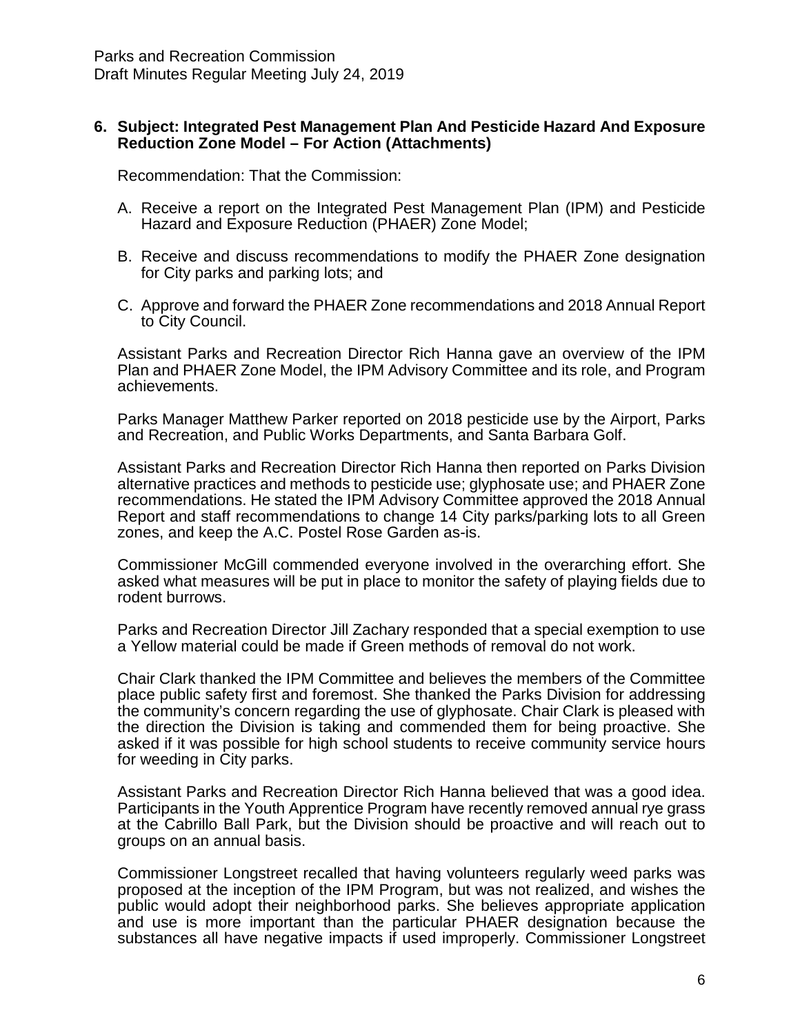**6. Subject: Integrated Pest Management Plan And Pesticide Hazard And Exposure Reduction Zone Model – For Action (Attachments)**

Recommendation: That the Commission:

A. Receive a report on the Integrated Pest Management Plan (IPM) and Pesticide Hazard and Exposure Reduction (PHAER) Zone Model;

B. Receive and discuss recommendations to modify the PHAER Zone designation for City parks and parking lots; and

C. Approve and forward the PHAER Zone recommendations and 2018 Annual Report to City Council.

Assistant Parks and Recreation Director Rich Hanna gave an overview of the IPM Plan and PHAER Zone Model, the IPM Advisory Committee and its role, and Program achievements.

Parks Manager Matthew Parker reported on 2018 pesticide use by the Airport, Parks and Recreation, and Public Works Departments, and Santa Barbara Golf.

Assistant Parks and Recreation Director Rich Hanna then reported on Parks Division alternative practices and methods to pesticide use; glyphosate use; and PHAER Zone recommendations. He stated the IPM Advisory Committee approved the 2018 Annual Report and staff recommendations to change 14 City parks/parking lots to all Green zones, and keep the A.C. Postel Rose Garden as-is.

Commissioner McGill commended everyone involved in the overarching effort. She asked what measures will be put in place to monitor the safety of playing fields due to rodent burrows.

Parks and Recreation Director Jill Zachary responded that a special exemption to use a Yellow material could be made if Green methods of removal do not work.

Chair Clark thanked the IPM Committee and believes the members of the Committee place public safety first and foremost. She thanked the Parks Division for addressing the community's concern regarding the use of glyphosate. Chair Clark is pleased with the direction the Division is taking and commended them for being proactive. She asked if it was possible for high school students to receive community service hours for weeding in City parks.

Assistant Parks and Recreation Director Rich Hanna believed that was a good idea. Participants in the Youth Apprentice Program have recently removed annual rye grass at the Cabrillo Ball Park, but the Division should be proactive and will reach out to groups on an annual basis.

Commissioner Longstreet recalled that having volunteers regularly weed parks was proposed at the inception of the IPM Program, but was not realized, and wishes the public would adopt their neighborhood parks. She believes appropriate application and use is more important than the particular PHAER designation because the substances all have negative impacts if used improperly. Commissioner Longstreet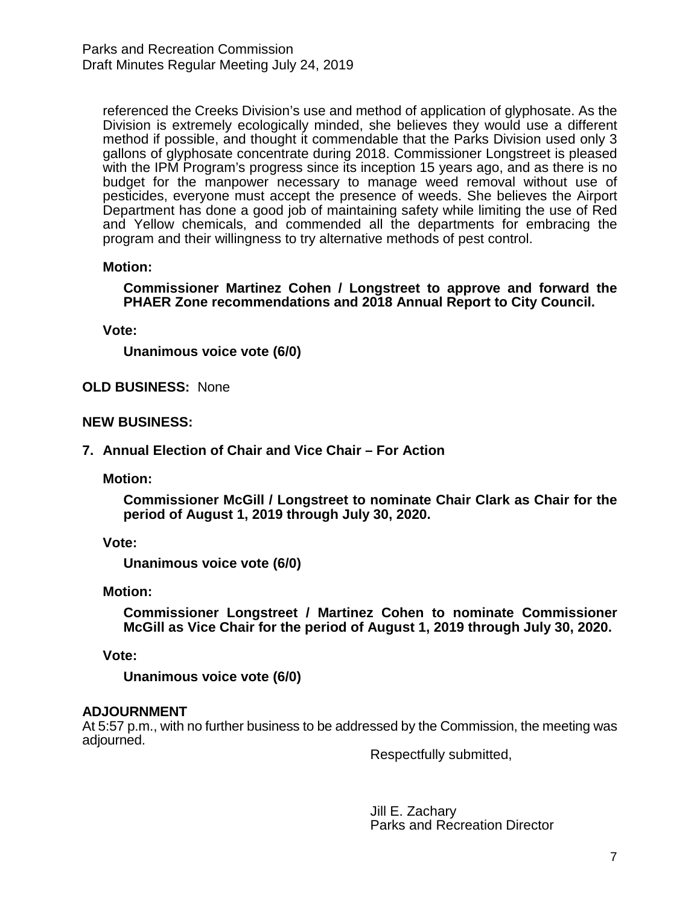referenced the Creeks Division's use and method of application of glyphosate. As the Division is extremely ecologically minded, she believes they would use a different method if possible, and thought it commendable that the Parks Division used only 3 gallons of glyphosate concentrate during 2018. Commissioner Longstreet is pleased with the IPM Program's progress since its inception 15 years ago, and as there is no budget for the manpower necessary to manage weed removal without use of pesticides, everyone must accept the presence of weeds. She believes the Airport Department has done a good job of maintaining safety while limiting the use of Red and Yellow chemicals, and commended all the departments for embracing the program and their willingness to try alternative methods of pest control.

**Motion:**

**Commissioner Martinez Cohen / Longstreet to approve and forward the PHAER Zone recommendations and 2018 Annual Report to City Council.**

**Vote:**

**Unanimous voice vote (6/0)**

**OLD BUSINESS:** None

**NEW BUSINESS:**

**7. Annual Election of Chair and Vice Chair – For Action**

**Motion:**

**Commissioner McGill / Longstreet to nominate Chair Clark as Chair for the period of August 1, 2019 through July 30, 2020.**

**Vote:**

**Unanimous voice vote (6/0)**

**Motion:**

**Commissioner Longstreet / Martinez Cohen to nominate Commissioner McGill as Vice Chair for the period of August 1, 2019 through July 30, 2020.**

**Vote:**

**Unanimous voice vote (6/0)**

**ADJOURNMENT**

At 5:57 p.m., with no further business to be addressed by the Commission, the meeting was adjourned.

Respectfully submitted,

Jill E. Zachary
Parks and Recreation Director